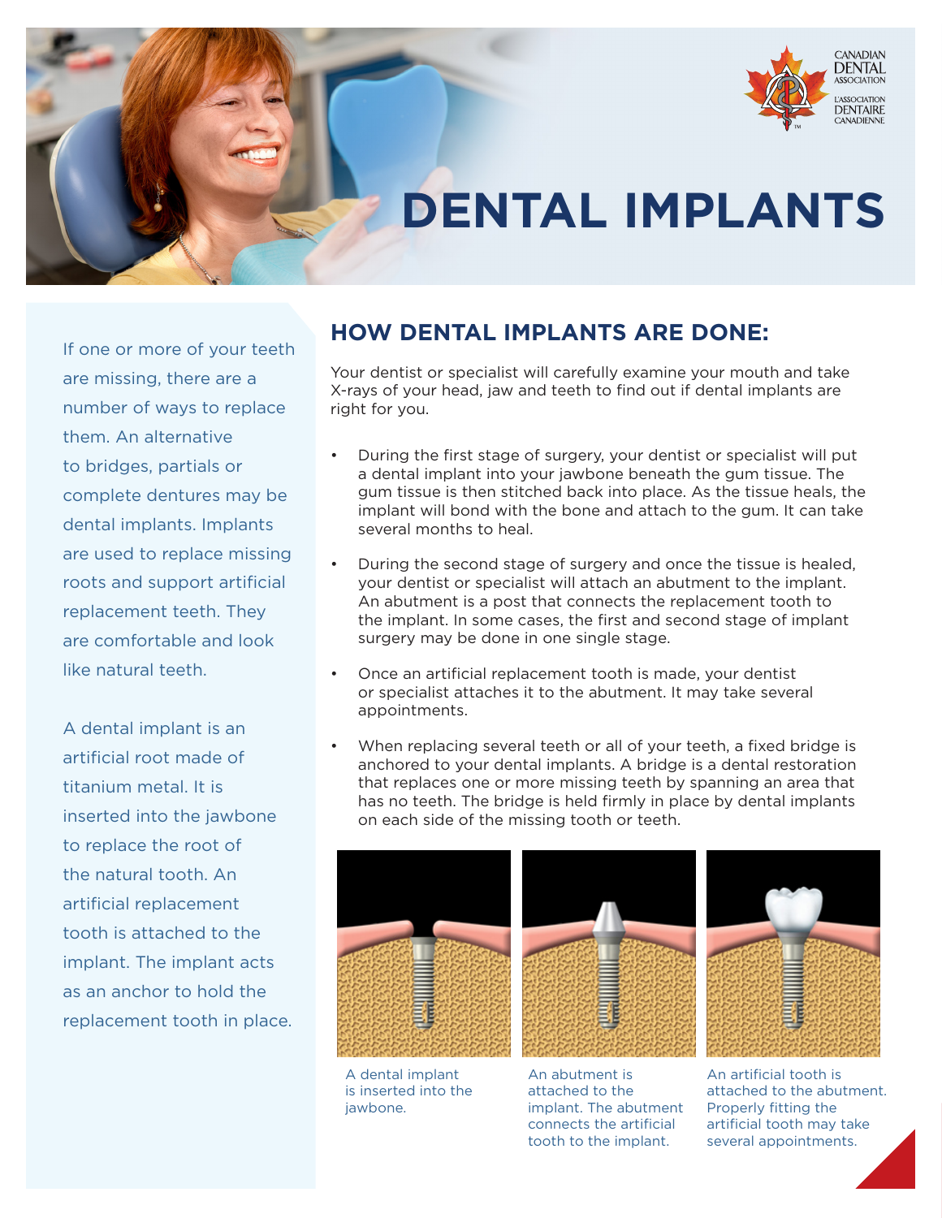# DENTAL IMPLANTS

If one or more of your teeth are missing, there are a number of ways to replace them. An alternative to bridges, partials or complete dentures may be dental implants. Implants are used to replace missing roots and support artificial replacement teeth. They are comfortable and look like natural teeth.

A dental implant is an artificial root made of titanium metal. It is inserted into the jawbone to replace the root of the natural tooth. An artificial replacement tooth is attached to the implant. The implant acts as an anchor to hold the replacement tooth in place.

## HOW DENTAL IMPLANTS ARE DONE:

Your dentist or specialist will carefully examine your mouth and take X-rays of your head, jaw and teeth to find out if dental implants are right for you.

- During the first stage of surgery, your dentist or specialist will put a dental implant into your jawbone beneath the gum tissue. The gum tissue is then stitched back into place. As the tissue heals, the implant will bond with the bone and attach to the gum. It can take several months to heal.
- During the second stage of surgery and once the tissue is healed, your dentist or specialist will attach an abutment to the implant. An abutment is a post that connects the replacement tooth to the implant. In some cases, the first and second stage of implant surgery may be done in one single stage.
- Once an artificial replacement tooth is made, your dentist or specialist attaches it to the abutment. It may take several appointments.
- When replacing several teeth or all of your teeth, a fixed bridge is anchored to your dental implants. A bridge is a dental restoration that replaces one or more missing teeth by spanning an area that has no teeth. The bridge is held firmly in place by dental implants on each side of the missing tooth or teeth.

A dental implant is inserted into the jawbone.

An abutment is attached to the implant. The abutment connects the artificial tooth to the implant.

An artificial tooth is attached to the abutment. Properly fitting the artificial tooth may take several appointments.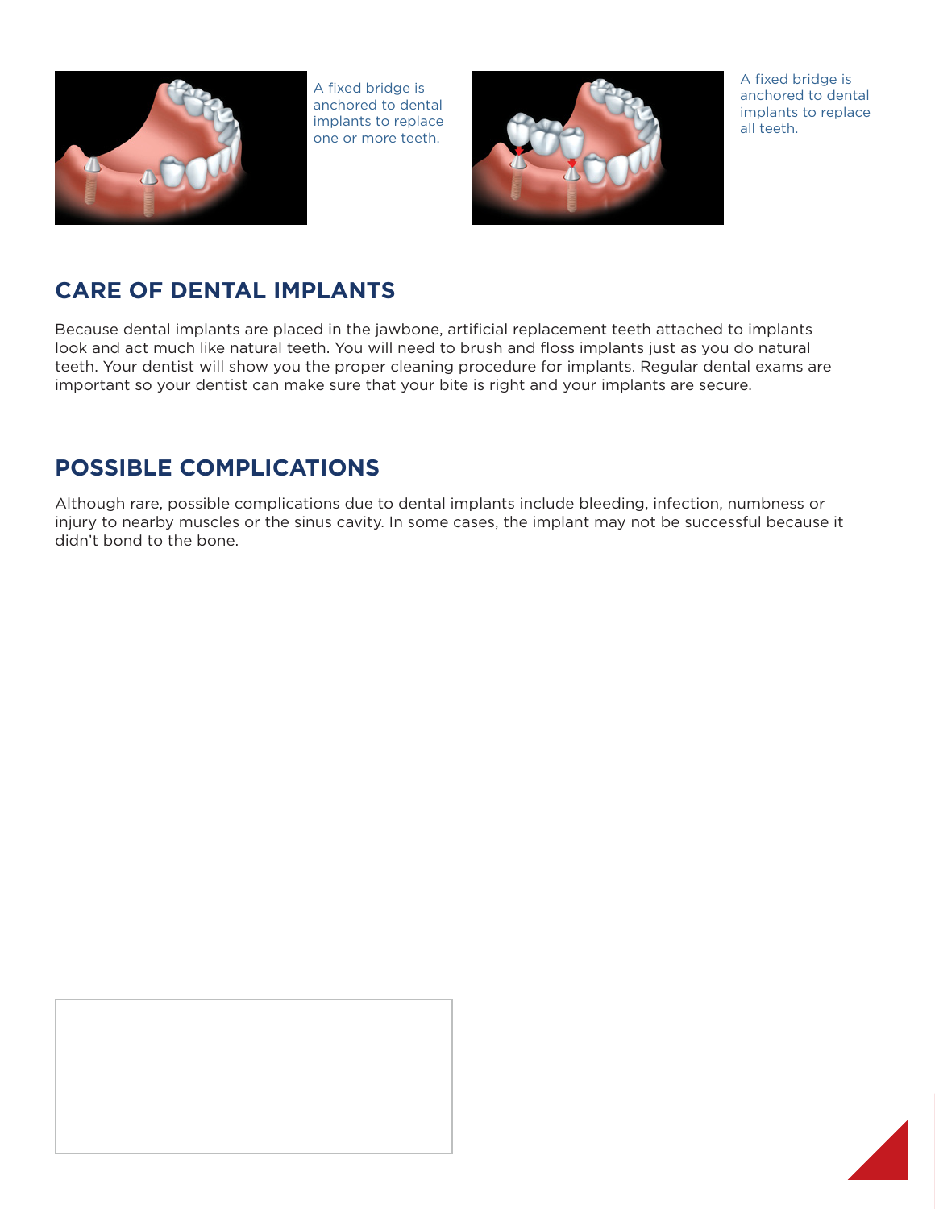A fixed bridge is anchored to dental implants to replace one or more teeth.

A fixed bridge is anchored to dental implants to replace all teeth.

## CARE OF DENTAL IMPLANTS

Because dental implants are placed in the jawbone, artificial replacement teeth attached to implants look and act much like natural teeth. You will need to brush and floss implants just as you do natural teeth. Your dentist will show you the proper cleaning procedure for implants. Regular dental exams are important so your dentist can make sure that your bite is right and your implants are secure.

## POSSIBLE COMPLICATIONS

Although rare, possible complications due to dental implants include bleeding, infection, numbness or injury to nearby muscles or the sinus cavity. In some cases, the implant may not be successful because it didn't bond to the bone.